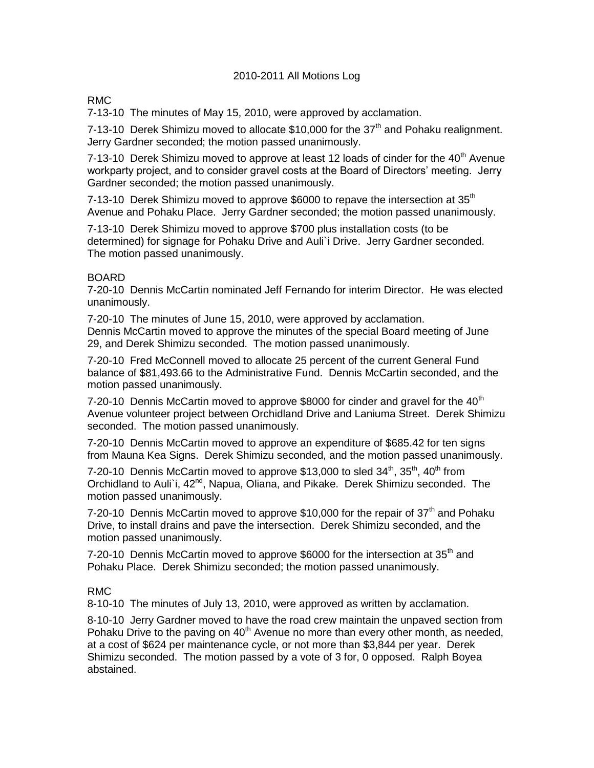# 2010-2011 All Motions Log

## RMC

7-13-10 The minutes of May 15, 2010, were approved by acclamation.

7-13-10 Derek Shimizu moved to allocate $10,000 for the 37th and Pohaku realignment. Jerry Gardner seconded; the motion passed unanimously.

7-13-10 Derek Shimizu moved to approve at least 12 loads of cinder for the 40th Avenue workparty project, and to consider gravel costs at the Board of Directors' meeting. Jerry Gardner seconded; the motion passed unanimously.

7-13-10 Derek Shimizu moved to approve $6000 to repave the intersection at 35th Avenue and Pohaku Place. Jerry Gardner seconded; the motion passed unanimously.

7-13-10 Derek Shimizu moved to approve $700 plus installation costs (to be determined) for signage for Pohaku Drive and Auli`i Drive. Jerry Gardner seconded. The motion passed unanimously.

## BOARD

7-20-10 Dennis McCartin nominated Jeff Fernando for interim Director. He was elected unanimously.

7-20-10 The minutes of June 15, 2010, were approved by acclamation.
Dennis McCartin moved to approve the minutes of the special Board meeting of June 29, and Derek Shimizu seconded. The motion passed unanimously.

7-20-10 Fred McConnell moved to allocate 25 percent of the current General Fund balance of $81,493.66 to the Administrative Fund. Dennis McCartin seconded, and the motion passed unanimously.

7-20-10 Dennis McCartin moved to approve $8000 for cinder and gravel for the 40th Avenue volunteer project between Orchidland Drive and Laniuma Street. Derek Shimizu seconded. The motion passed unanimously.

7-20-10 Dennis McCartin moved to approve an expenditure of $685.42 for ten signs from Mauna Kea Signs. Derek Shimizu seconded, and the motion passed unanimously.

7-20-10 Dennis McCartin moved to approve $13,000 to sled 34th, 35th, 40th from Orchidland to Auli`i, 42nd, Napua, Oliana, and Pikake. Derek Shimizu seconded. The motion passed unanimously.

7-20-10 Dennis McCartin moved to approve $10,000 for the repair of 37th and Pohaku Drive, to install drains and pave the intersection. Derek Shimizu seconded, and the motion passed unanimously.

7-20-10 Dennis McCartin moved to approve $6000 for the intersection at 35th and Pohaku Place. Derek Shimizu seconded; the motion passed unanimously.

## RMC

8-10-10 The minutes of July 13, 2010, were approved as written by acclamation.

8-10-10 Jerry Gardner moved to have the road crew maintain the unpaved section from Pohaku Drive to the paving on 40th Avenue no more than every other month, as needed, at a cost of $624 per maintenance cycle, or not more than $3,844 per year. Derek Shimizu seconded. The motion passed by a vote of 3 for, 0 opposed. Ralph Boyea abstained.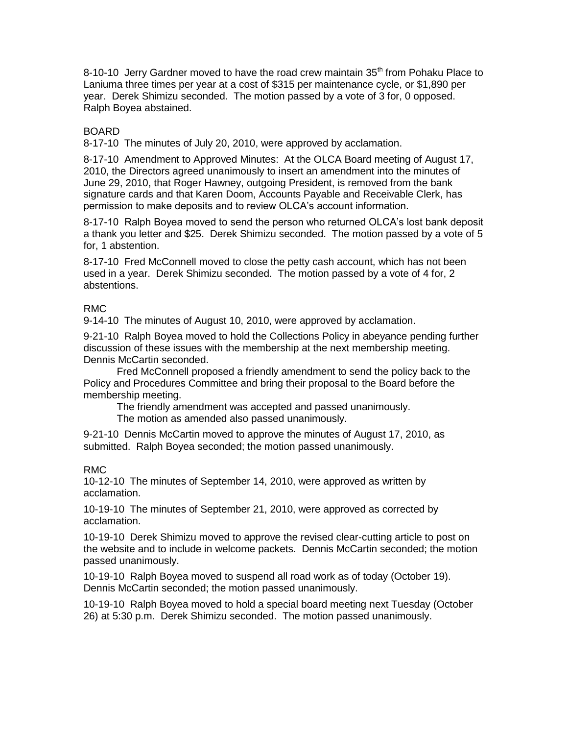8-10-10 Jerry Gardner moved to have the road crew maintain 35th from Pohaku Place to Laniuma three times per year at a cost of $315 per maintenance cycle, or $1,890 per year. Derek Shimizu seconded. The motion passed by a vote of 3 for, 0 opposed. Ralph Boyea abstained.

BOARD

8-17-10 The minutes of July 20, 2010, were approved by acclamation.

8-17-10 Amendment to Approved Minutes: At the OLCA Board meeting of August 17, 2010, the Directors agreed unanimously to insert an amendment into the minutes of June 29, 2010, that Roger Hawney, outgoing President, is removed from the bank signature cards and that Karen Doom, Accounts Payable and Receivable Clerk, has permission to make deposits and to review OLCA's account information.

8-17-10 Ralph Boyea moved to send the person who returned OLCA's lost bank deposit a thank you letter and $25. Derek Shimizu seconded. The motion passed by a vote of 5 for, 1 abstention.

8-17-10 Fred McConnell moved to close the petty cash account, which has not been used in a year. Derek Shimizu seconded. The motion passed by a vote of 4 for, 2 abstentions.

RMC

9-14-10 The minutes of August 10, 2010, were approved by acclamation.

9-21-10 Ralph Boyea moved to hold the Collections Policy in abeyance pending further discussion of these issues with the membership at the next membership meeting. Dennis McCartin seconded.

Fred McConnell proposed a friendly amendment to send the policy back to the Policy and Procedures Committee and bring their proposal to the Board before the membership meeting.

The friendly amendment was accepted and passed unanimously.

The motion as amended also passed unanimously.

9-21-10 Dennis McCartin moved to approve the minutes of August 17, 2010, as submitted. Ralph Boyea seconded; the motion passed unanimously.

RMC

10-12-10 The minutes of September 14, 2010, were approved as written by acclamation.

10-19-10 The minutes of September 21, 2010, were approved as corrected by acclamation.

10-19-10 Derek Shimizu moved to approve the revised clear-cutting article to post on the website and to include in welcome packets. Dennis McCartin seconded; the motion passed unanimously.

10-19-10 Ralph Boyea moved to suspend all road work as of today (October 19). Dennis McCartin seconded; the motion passed unanimously.

10-19-10 Ralph Boyea moved to hold a special board meeting next Tuesday (October 26) at 5:30 p.m. Derek Shimizu seconded. The motion passed unanimously.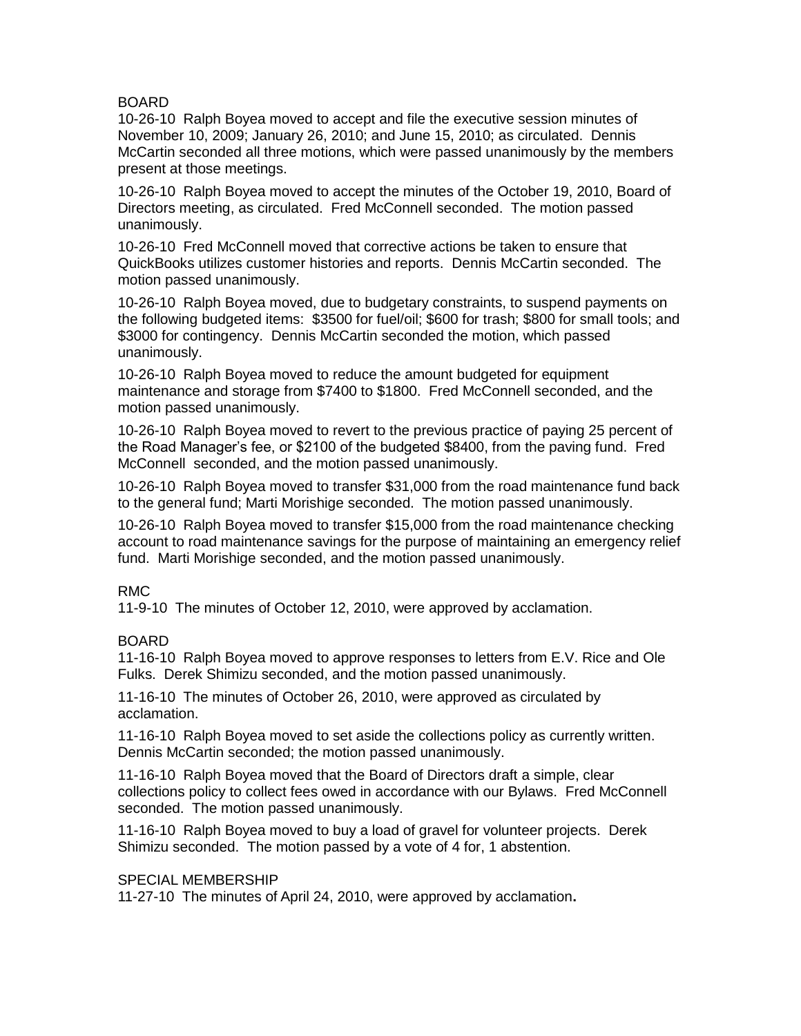BOARD

10-26-10 Ralph Boyea moved to accept and file the executive session minutes of November 10, 2009; January 26, 2010; and June 15, 2010; as circulated. Dennis McCartin seconded all three motions, which were passed unanimously by the members present at those meetings.

10-26-10 Ralph Boyea moved to accept the minutes of the October 19, 2010, Board of Directors meeting, as circulated. Fred McConnell seconded. The motion passed unanimously.

10-26-10 Fred McConnell moved that corrective actions be taken to ensure that QuickBooks utilizes customer histories and reports. Dennis McCartin seconded. The motion passed unanimously.

10-26-10 Ralph Boyea moved, due to budgetary constraints, to suspend payments on the following budgeted items: $3500 for fuel/oil; $600 for trash; $800 for small tools; and $3000 for contingency. Dennis McCartin seconded the motion, which passed unanimously.

10-26-10 Ralph Boyea moved to reduce the amount budgeted for equipment maintenance and storage from $7400 to $1800. Fred McConnell seconded, and the motion passed unanimously.

10-26-10 Ralph Boyea moved to revert to the previous practice of paying 25 percent of the Road Manager's fee, or $2100 of the budgeted $8400, from the paving fund. Fred McConnell seconded, and the motion passed unanimously.

10-26-10 Ralph Boyea moved to transfer $31,000 from the road maintenance fund back to the general fund; Marti Morishige seconded. The motion passed unanimously.

10-26-10 Ralph Boyea moved to transfer $15,000 from the road maintenance checking account to road maintenance savings for the purpose of maintaining an emergency relief fund. Marti Morishige seconded, and the motion passed unanimously.

RMC

11-9-10 The minutes of October 12, 2010, were approved by acclamation.

BOARD

11-16-10 Ralph Boyea moved to approve responses to letters from E.V. Rice and Ole Fulks. Derek Shimizu seconded, and the motion passed unanimously.

11-16-10 The minutes of October 26, 2010, were approved as circulated by acclamation.

11-16-10 Ralph Boyea moved to set aside the collections policy as currently written. Dennis McCartin seconded; the motion passed unanimously.

11-16-10 Ralph Boyea moved that the Board of Directors draft a simple, clear collections policy to collect fees owed in accordance with our Bylaws. Fred McConnell seconded. The motion passed unanimously.

11-16-10 Ralph Boyea moved to buy a load of gravel for volunteer projects. Derek Shimizu seconded. The motion passed by a vote of 4 for, 1 abstention.

SPECIAL MEMBERSHIP

11-27-10 The minutes of April 24, 2010, were approved by acclamation.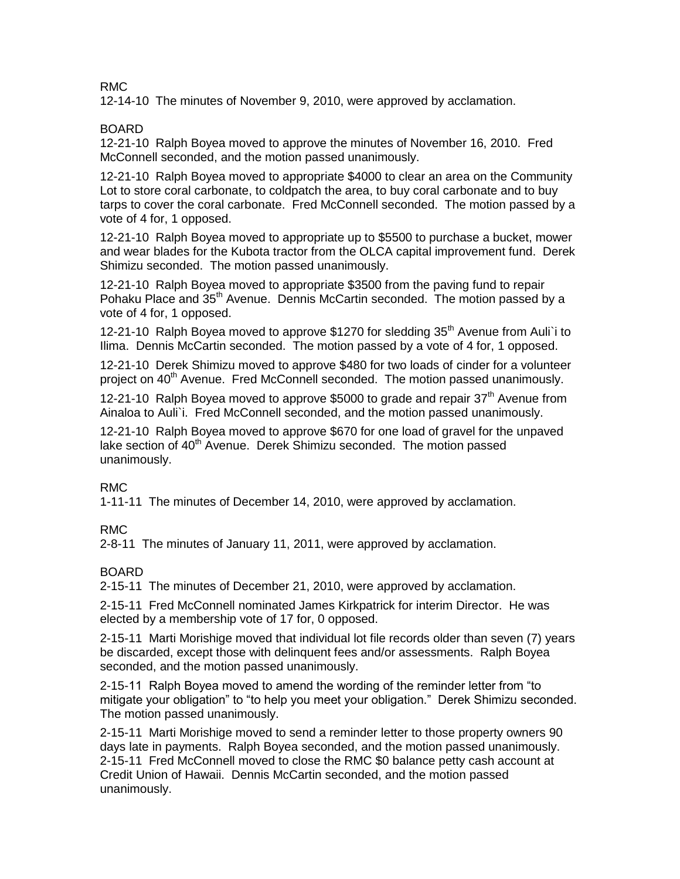RMC

12-14-10 The minutes of November 9, 2010, were approved by acclamation.

BOARD

12-21-10 Ralph Boyea moved to approve the minutes of November 16, 2010. Fred McConnell seconded, and the motion passed unanimously.

12-21-10 Ralph Boyea moved to appropriate $4000 to clear an area on the Community Lot to store coral carbonate, to coldpatch the area, to buy coral carbonate and to buy tarps to cover the coral carbonate. Fred McConnell seconded. The motion passed by a vote of 4 for, 1 opposed.

12-21-10 Ralph Boyea moved to appropriate up to $5500 to purchase a bucket, mower and wear blades for the Kubota tractor from the OLCA capital improvement fund. Derek Shimizu seconded. The motion passed unanimously.

12-21-10 Ralph Boyea moved to appropriate $3500 from the paving fund to repair Pohaku Place and 35th Avenue. Dennis McCartin seconded. The motion passed by a vote of 4 for, 1 opposed.

12-21-10 Ralph Boyea moved to approve $1270 for sledding 35th Avenue from Auli`i to Ilima. Dennis McCartin seconded. The motion passed by a vote of 4 for, 1 opposed.

12-21-10 Derek Shimizu moved to approve $480 for two loads of cinder for a volunteer project on 40th Avenue. Fred McConnell seconded. The motion passed unanimously.

12-21-10 Ralph Boyea moved to approve $5000 to grade and repair 37th Avenue from Ainaloa to Auli`i. Fred McConnell seconded, and the motion passed unanimously.

12-21-10 Ralph Boyea moved to approve $670 for one load of gravel for the unpaved lake section of 40th Avenue. Derek Shimizu seconded. The motion passed unanimously.

RMC

1-11-11 The minutes of December 14, 2010, were approved by acclamation.

RMC

2-8-11 The minutes of January 11, 2011, were approved by acclamation.

BOARD

2-15-11 The minutes of December 21, 2010, were approved by acclamation.

2-15-11 Fred McConnell nominated James Kirkpatrick for interim Director. He was elected by a membership vote of 17 for, 0 opposed.

2-15-11 Marti Morishige moved that individual lot file records older than seven (7) years be discarded, except those with delinquent fees and/or assessments. Ralph Boyea seconded, and the motion passed unanimously.

2-15-11 Ralph Boyea moved to amend the wording of the reminder letter from "to mitigate your obligation" to "to help you meet your obligation." Derek Shimizu seconded. The motion passed unanimously.

2-15-11 Marti Morishige moved to send a reminder letter to those property owners 90 days late in payments. Ralph Boyea seconded, and the motion passed unanimously.

2-15-11 Fred McConnell moved to close the RMC $0 balance petty cash account at Credit Union of Hawaii. Dennis McCartin seconded, and the motion passed unanimously.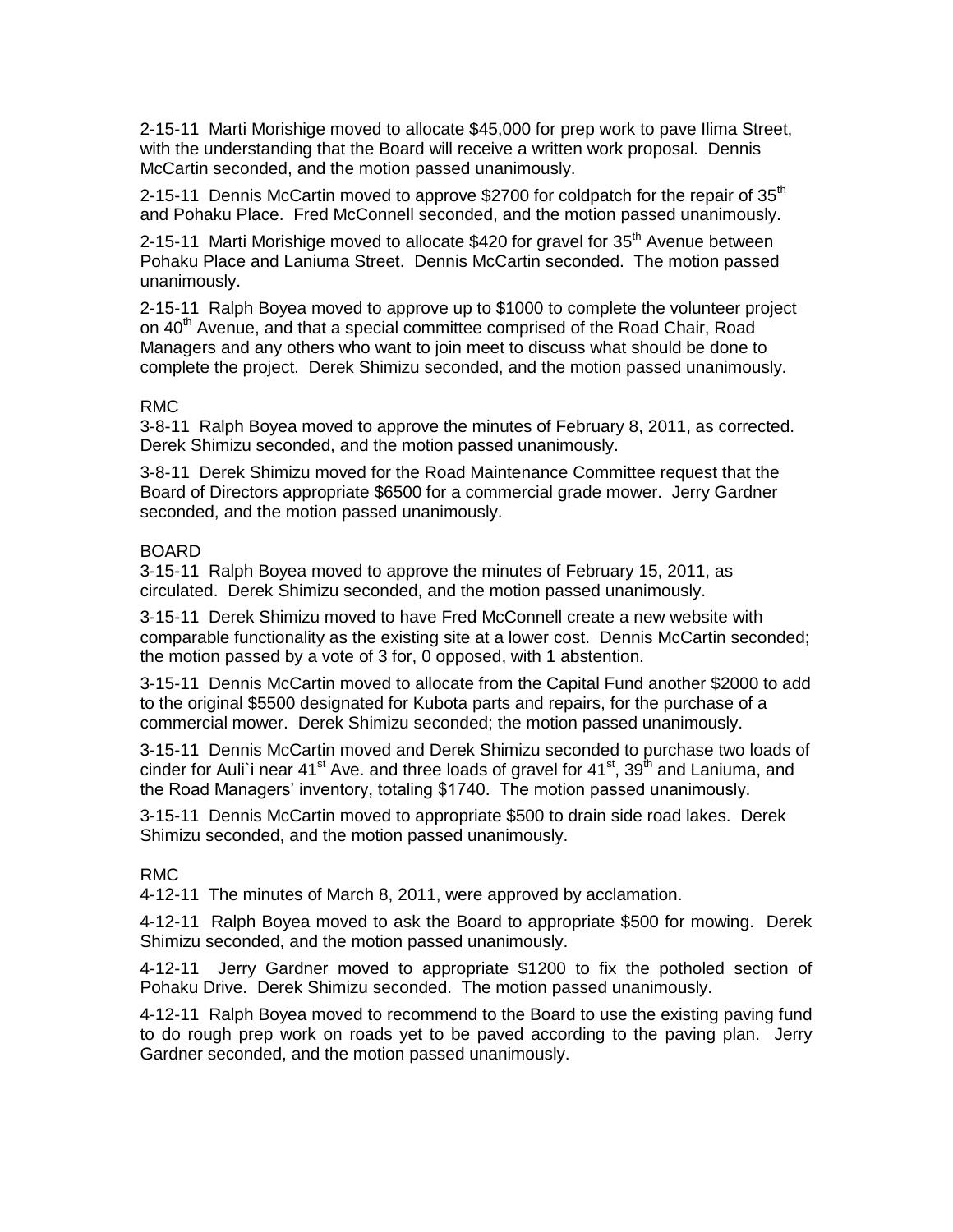2-15-11 Marti Morishige moved to allocate $45,000 for prep work to pave Ilima Street, with the understanding that the Board will receive a written work proposal. Dennis McCartin seconded, and the motion passed unanimously.

2-15-11 Dennis McCartin moved to approve $2700 for coldpatch for the repair of 35th and Pohaku Place. Fred McConnell seconded, and the motion passed unanimously.

2-15-11 Marti Morishige moved to allocate $420 for gravel for 35th Avenue between Pohaku Place and Laniuma Street. Dennis McCartin seconded. The motion passed unanimously.

2-15-11 Ralph Boyea moved to approve up to $1000 to complete the volunteer project on 40th Avenue, and that a special committee comprised of the Road Chair, Road Managers and any others who want to join meet to discuss what should be done to complete the project. Derek Shimizu seconded, and the motion passed unanimously.

RMC

3-8-11 Ralph Boyea moved to approve the minutes of February 8, 2011, as corrected. Derek Shimizu seconded, and the motion passed unanimously.

3-8-11 Derek Shimizu moved for the Road Maintenance Committee request that the Board of Directors appropriate $6500 for a commercial grade mower. Jerry Gardner seconded, and the motion passed unanimously.

BOARD

3-15-11 Ralph Boyea moved to approve the minutes of February 15, 2011, as circulated. Derek Shimizu seconded, and the motion passed unanimously.

3-15-11 Derek Shimizu moved to have Fred McConnell create a new website with comparable functionality as the existing site at a lower cost. Dennis McCartin seconded; the motion passed by a vote of 3 for, 0 opposed, with 1 abstention.

3-15-11 Dennis McCartin moved to allocate from the Capital Fund another $2000 to add to the original $5500 designated for Kubota parts and repairs, for the purchase of a commercial mower. Derek Shimizu seconded; the motion passed unanimously.

3-15-11 Dennis McCartin moved and Derek Shimizu seconded to purchase two loads of cinder for Auli`i near 41st Ave. and three loads of gravel for 41st, 39th and Laniuma, and the Road Managers' inventory, totaling $1740. The motion passed unanimously.

3-15-11 Dennis McCartin moved to appropriate $500 to drain side road lakes. Derek Shimizu seconded, and the motion passed unanimously.

RMC

4-12-11 The minutes of March 8, 2011, were approved by acclamation.

4-12-11 Ralph Boyea moved to ask the Board to appropriate $500 for mowing. Derek Shimizu seconded, and the motion passed unanimously.

4-12-11 Jerry Gardner moved to appropriate $1200 to fix the potholed section of Pohaku Drive. Derek Shimizu seconded. The motion passed unanimously.

4-12-11 Ralph Boyea moved to recommend to the Board to use the existing paving fund to do rough prep work on roads yet to be paved according to the paving plan. Jerry Gardner seconded, and the motion passed unanimously.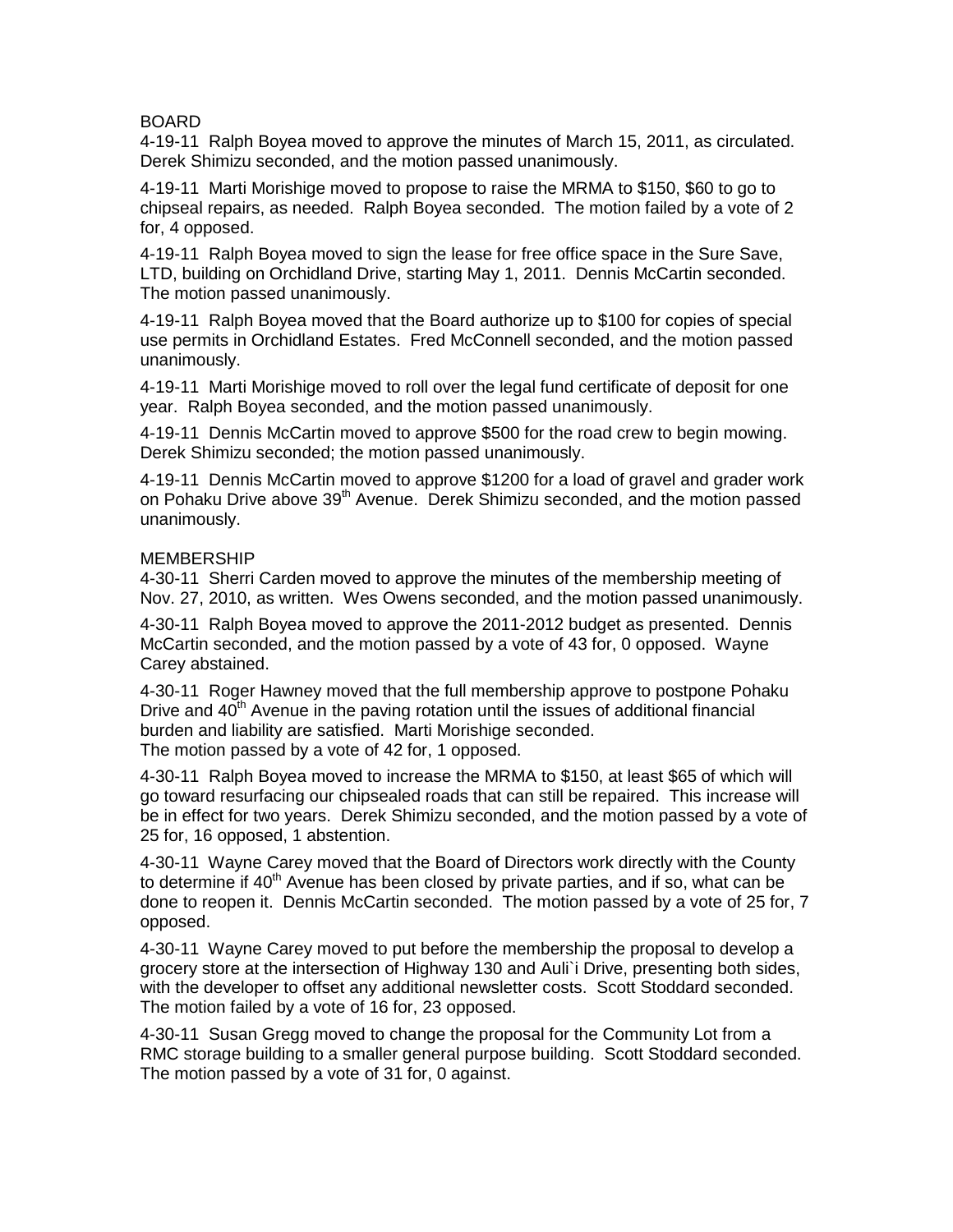BOARD

4-19-11 Ralph Boyea moved to approve the minutes of March 15, 2011, as circulated. Derek Shimizu seconded, and the motion passed unanimously.

4-19-11 Marti Morishige moved to propose to raise the MRMA to $150, $60 to go to chipseal repairs, as needed. Ralph Boyea seconded. The motion failed by a vote of 2 for, 4 opposed.

4-19-11 Ralph Boyea moved to sign the lease for free office space in the Sure Save, LTD, building on Orchidland Drive, starting May 1, 2011. Dennis McCartin seconded. The motion passed unanimously.

4-19-11 Ralph Boyea moved that the Board authorize up to $100 for copies of special use permits in Orchidland Estates. Fred McConnell seconded, and the motion passed unanimously.

4-19-11 Marti Morishige moved to roll over the legal fund certificate of deposit for one year. Ralph Boyea seconded, and the motion passed unanimously.

4-19-11 Dennis McCartin moved to approve $500 for the road crew to begin mowing. Derek Shimizu seconded; the motion passed unanimously.

4-19-11 Dennis McCartin moved to approve $1200 for a load of gravel and grader work on Pohaku Drive above 39th Avenue. Derek Shimizu seconded, and the motion passed unanimously.

MEMBERSHIP

4-30-11 Sherri Carden moved to approve the minutes of the membership meeting of Nov. 27, 2010, as written. Wes Owens seconded, and the motion passed unanimously.

4-30-11 Ralph Boyea moved to approve the 2011-2012 budget as presented. Dennis McCartin seconded, and the motion passed by a vote of 43 for, 0 opposed. Wayne Carey abstained.

4-30-11 Roger Hawney moved that the full membership approve to postpone Pohaku Drive and 40th Avenue in the paving rotation until the issues of additional financial burden and liability are satisfied. Marti Morishige seconded.
The motion passed by a vote of 42 for, 1 opposed.

4-30-11 Ralph Boyea moved to increase the MRMA to $150, at least $65 of which will go toward resurfacing our chipsealed roads that can still be repaired. This increase will be in effect for two years. Derek Shimizu seconded, and the motion passed by a vote of 25 for, 16 opposed, 1 abstention.

4-30-11 Wayne Carey moved that the Board of Directors work directly with the County to determine if 40th Avenue has been closed by private parties, and if so, what can be done to reopen it. Dennis McCartin seconded. The motion passed by a vote of 25 for, 7 opposed.

4-30-11 Wayne Carey moved to put before the membership the proposal to develop a grocery store at the intersection of Highway 130 and Auli`i Drive, presenting both sides, with the developer to offset any additional newsletter costs. Scott Stoddard seconded. The motion failed by a vote of 16 for, 23 opposed.

4-30-11 Susan Gregg moved to change the proposal for the Community Lot from a RMC storage building to a smaller general purpose building. Scott Stoddard seconded. The motion passed by a vote of 31 for, 0 against.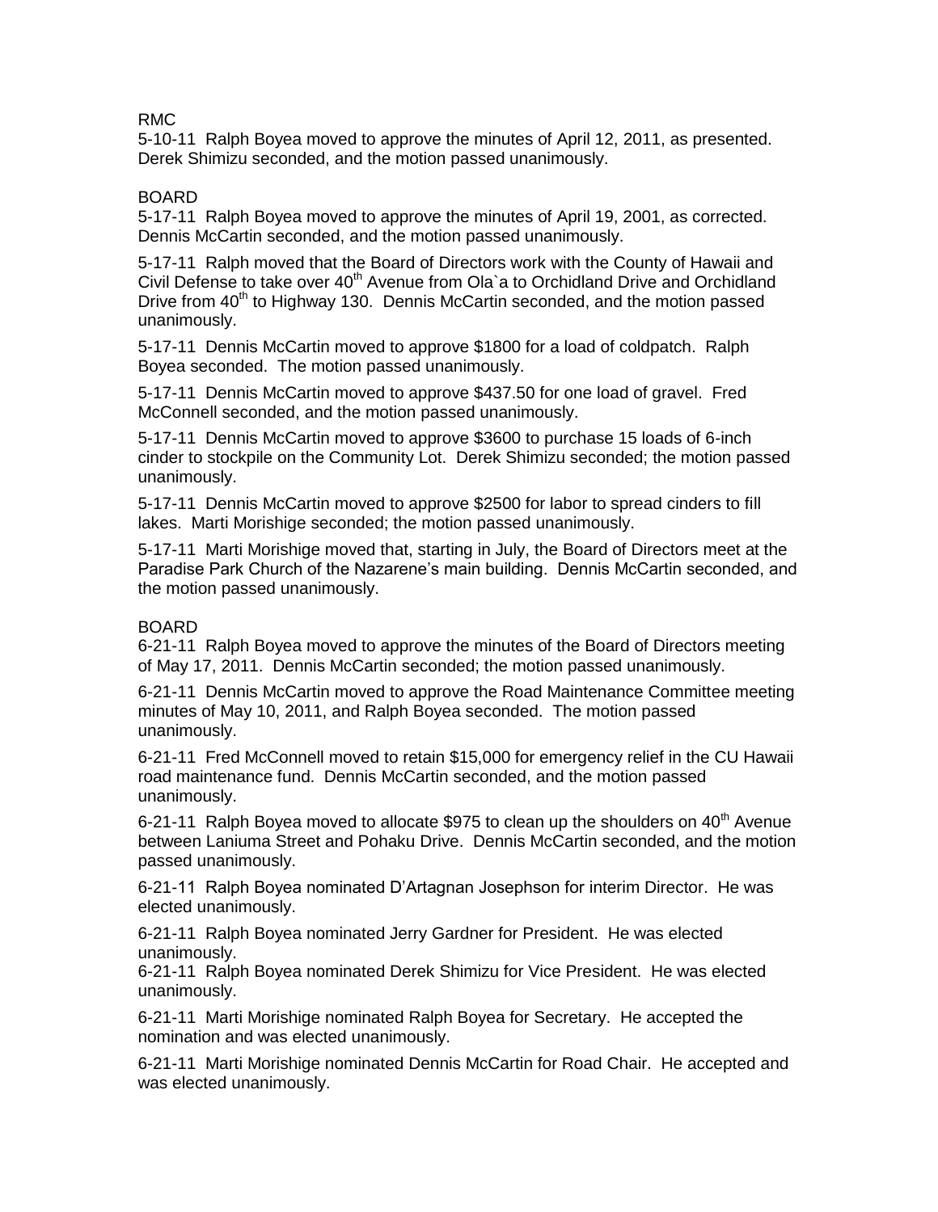RMC

5-10-11 Ralph Boyea moved to approve the minutes of April 12, 2011, as presented. Derek Shimizu seconded, and the motion passed unanimously.

BOARD

5-17-11 Ralph Boyea moved to approve the minutes of April 19, 2001, as corrected. Dennis McCartin seconded, and the motion passed unanimously.

5-17-11 Ralph moved that the Board of Directors work with the County of Hawaii and Civil Defense to take over 40th Avenue from Ola`a to Orchidland Drive and Orchidland Drive from 40th to Highway 130. Dennis McCartin seconded, and the motion passed unanimously.

5-17-11 Dennis McCartin moved to approve $1800 for a load of coldpatch. Ralph Boyea seconded. The motion passed unanimously.

5-17-11 Dennis McCartin moved to approve $437.50 for one load of gravel. Fred McConnell seconded, and the motion passed unanimously.

5-17-11 Dennis McCartin moved to approve $3600 to purchase 15 loads of 6-inch cinder to stockpile on the Community Lot. Derek Shimizu seconded; the motion passed unanimously.

5-17-11 Dennis McCartin moved to approve $2500 for labor to spread cinders to fill lakes. Marti Morishige seconded; the motion passed unanimously.

5-17-11 Marti Morishige moved that, starting in July, the Board of Directors meet at the Paradise Park Church of the Nazarene's main building. Dennis McCartin seconded, and the motion passed unanimously.

BOARD

6-21-11 Ralph Boyea moved to approve the minutes of the Board of Directors meeting of May 17, 2011. Dennis McCartin seconded; the motion passed unanimously.

6-21-11 Dennis McCartin moved to approve the Road Maintenance Committee meeting minutes of May 10, 2011, and Ralph Boyea seconded. The motion passed unanimously.

6-21-11 Fred McConnell moved to retain $15,000 for emergency relief in the CU Hawaii road maintenance fund. Dennis McCartin seconded, and the motion passed unanimously.

6-21-11 Ralph Boyea moved to allocate $975 to clean up the shoulders on 40th Avenue between Laniuma Street and Pohaku Drive. Dennis McCartin seconded, and the motion passed unanimously.

6-21-11 Ralph Boyea nominated D'Artagnan Josephson for interim Director. He was elected unanimously.

6-21-11 Ralph Boyea nominated Jerry Gardner for President. He was elected unanimously.

6-21-11 Ralph Boyea nominated Derek Shimizu for Vice President. He was elected unanimously.

6-21-11 Marti Morishige nominated Ralph Boyea for Secretary. He accepted the nomination and was elected unanimously.

6-21-11 Marti Morishige nominated Dennis McCartin for Road Chair. He accepted and was elected unanimously.